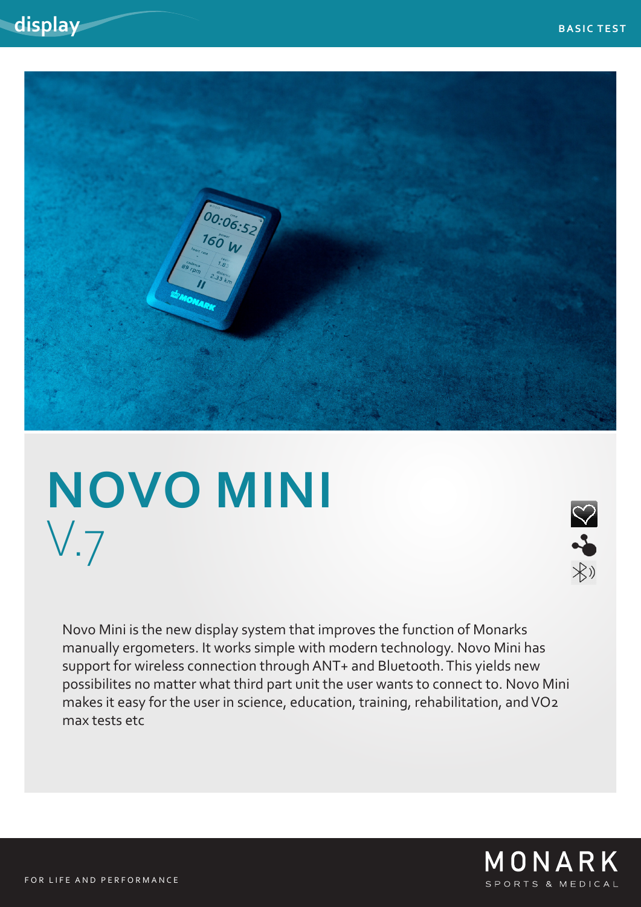display

BASIC TEST

# NOVO MINI

V.7

Novo Mini is the new display system that improves the function of Monarks manually ergometers. It works simple with modern technology. Novo Mini has support for wireless connection through ANT+ and Bluetooth. This yields new possibilites no matter what third part unit the user wants to connect to. Novo Mini makes it easy for the user in science, education, training, rehabilitation, and VO2 max tests etc

FOR LIFE AND PERFORMANCE

MONARK
SPORTS & MEDICAL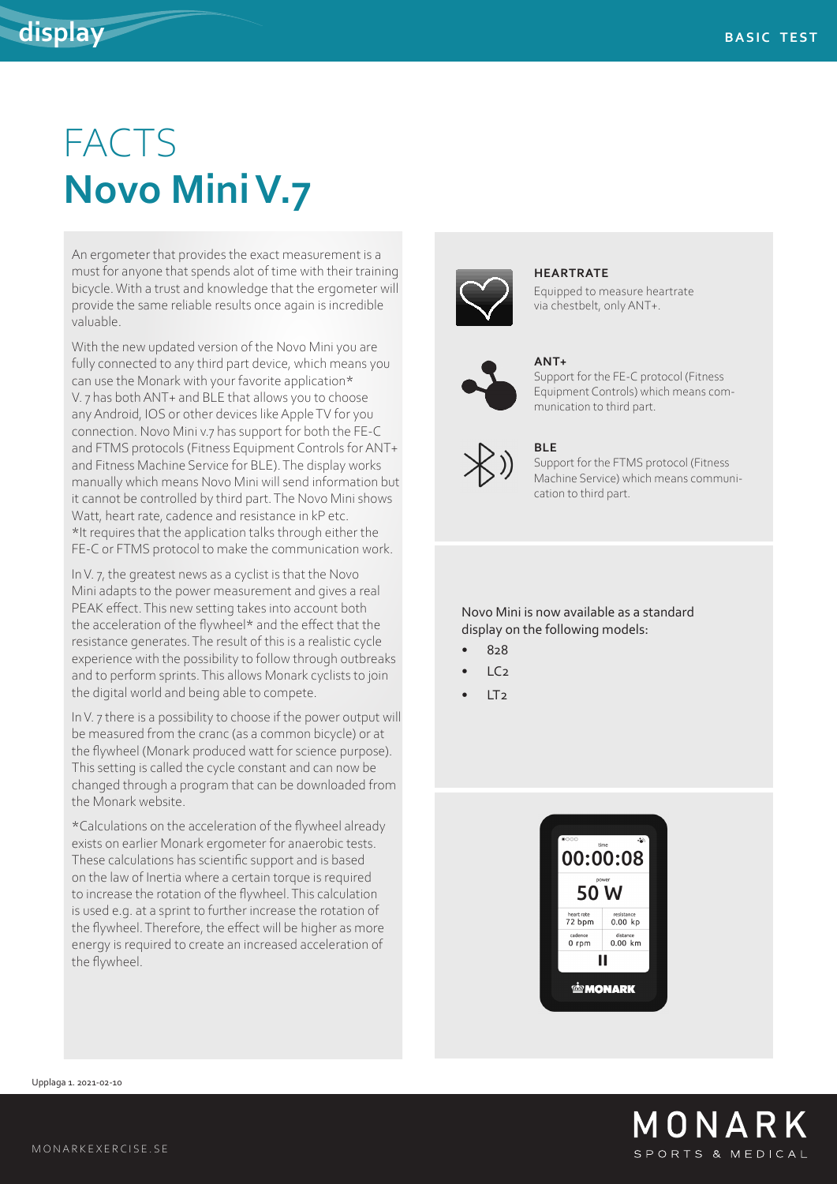# FACTS
# Novo Mini V.7

An ergometer that provides the exact measurement is a must for anyone that spends alot of time with their training bicycle. With a trust and knowledge that the ergometer will provide the same reliable results once again is incredible valuable.

With the new updated version of the Novo Mini you are fully connected to any third part device, which means you can use the Monark with your favorite application* V. 7 has both ANT+ and BLE that allows you to choose any Android, IOS or other devices like Apple TV for you connection. Novo Mini v.7 has support for both the FE-C and FTMS protocols (Fitness Equipment Controls for ANT+ and Fitness Machine Service for BLE). The display works manually which means Novo Mini will send information but it cannot be controlled by third part. The Novo Mini shows Watt, heart rate, cadence and resistance in kP etc.
*It requires that the application talks through either the FE-C or FTMS protocol to make the communication work.

In V. 7, the greatest news as a cyclist is that the Novo Mini adapts to the power measurement and gives a real PEAK effect. This new setting takes into account both the acceleration of the flywheel* and the effect that the resistance generates. The result of this is a realistic cycle experience with the possibility to follow through outbreaks and to perform sprints. This allows Monark cyclists to join the digital world and being able to compete.

In V. 7 there is a possibility to choose if the power output will be measured from the cranc (as a common bicycle) or at the flywheel (Monark produced watt for science purpose). This setting is called the cycle constant and can now be changed through a program that can be downloaded from the Monark website.

*Calculations on the acceleration of the flywheel already exists on earlier Monark ergometer for anaerobic tests. These calculations has scientific support and is based on the law of Inertia where a certain torque is required to increase the rotation of the flywheel. This calculation is used e.g. at a sprint to further increase the rotation of the flywheel. Therefore, the effect will be higher as more energy is required to create an increased acceleration of the flywheel.

**HEARTRATE**
Equipped to measure heartrate via chestbelt, only ANT+.

**ANT+**
Support for the FE-C protocol (Fitness Equipment Controls) which means communication to third part.

**BLE**
Support for the FTMS protocol (Fitness Machine Service) which means communication to third part.

Novo Mini is now available as a standard display on the following models:

- 828
- LC2
- LT2

time
00:00:08
power
50 W
heart rate
72 bpm
resistance
0.00 kp
cadence
0 rpm
distance
0.00 km
MONARK

Upplaga 1. 2021-02-10